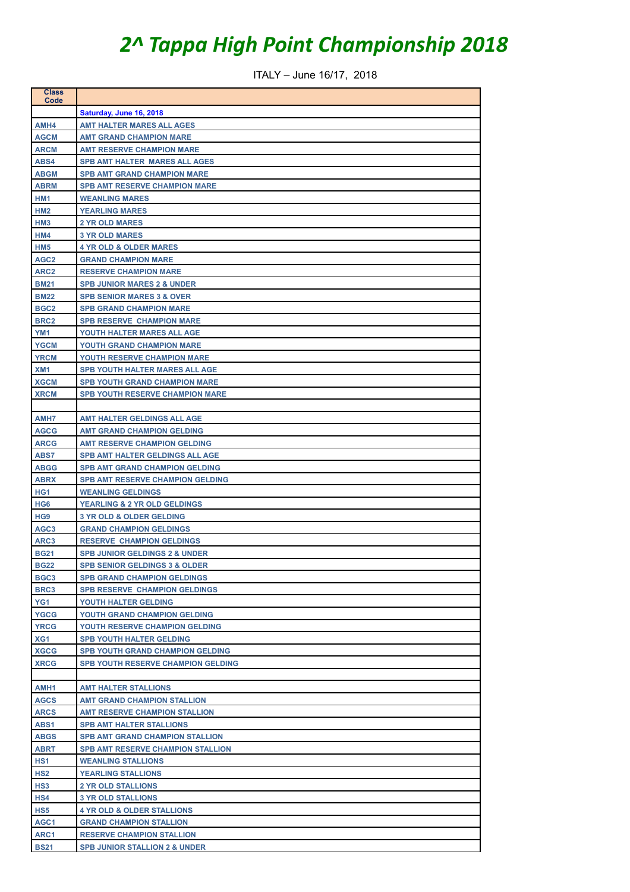# *2^ Tappa High Point Championship 2018*

ITALY – June 16/17, 2018

| Class Code | |
|---|---|
| | **Saturday, June 16, 2018** |
| AMH4 | AMT HALTER MARES ALL AGES |
| AGCM | AMT GRAND CHAMPION MARE |
| ARCM | AMT RESERVE CHAMPION MARE |
| ABS4 | SPB AMT HALTER MARES ALL AGES |
| ABGM | SPB AMT GRAND CHAMPION MARE |
| ABRM | SPB AMT RESERVE CHAMPION MARE |
| HM1 | WEANLING MARES |
| HM2 | YEARLING MARES |
| HM3 | 2 YR OLD MARES |
| HM4 | 3 YR OLD MARES |
| HM5 | 4 YR OLD & OLDER MARES |
| AGC2 | GRAND CHAMPION MARE |
| ARC2 | RESERVE CHAMPION MARE |
| BM21 | SPB JUNIOR MARES 2 & UNDER |
| BM22 | SPB SENIOR MARES 3 & OVER |
| BGC2 | SPB GRAND CHAMPION MARE |
| BRC2 | SPB RESERVE CHAMPION MARE |
| YM1 | YOUTH HALTER MARES ALL AGE |
| YGCM | YOUTH GRAND CHAMPION MARE |
| YRCM | YOUTH RESERVE CHAMPION MARE |
| XM1 | SPB YOUTH HALTER MARES ALL AGE |
| XGCM | SPB YOUTH GRAND CHAMPION MARE |
| XRCM | SPB YOUTH RESERVE CHAMPION MARE |
| | |
| AMH7 | AMT HALTER GELDINGS ALL AGE |
| AGCG | AMT GRAND CHAMPION GELDING |
| ARCG | AMT RESERVE CHAMPION GELDING |
| ABS7 | SPB AMT HALTER GELDINGS ALL AGE |
| ABGG | SPB AMT GRAND CHAMPION GELDING |
| ABRX | SPB AMT RESERVE CHAMPION GELDING |
| HG1 | WEANLING GELDINGS |
| HG6 | YEARLING & 2 YR OLD GELDINGS |
| HG9 | 3 YR OLD & OLDER GELDING |
| AGC3 | GRAND CHAMPION GELDINGS |
| ARC3 | RESERVE CHAMPION GELDINGS |
| BG21 | SPB JUNIOR GELDINGS 2 & UNDER |
| BG22 | SPB SENIOR GELDINGS 3 & OLDER |
| BGC3 | SPB GRAND CHAMPION GELDINGS |
| BRC3 | SPB RESERVE CHAMPION GELDINGS |
| YG1 | YOUTH HALTER GELDING |
| YGCG | YOUTH GRAND CHAMPION GELDING |
| YRCG | YOUTH RESERVE CHAMPION GELDING |
| XG1 | SPB YOUTH HALTER GELDING |
| XGCG | SPB YOUTH GRAND CHAMPION GELDING |
| XRCG | SPB YOUTH RESERVE CHAMPION GELDING |
| | |
| AMH1 | AMT HALTER STALLIONS |
| AGCS | AMT GRAND CHAMPION STALLION |
| ARCS | AMT RESERVE CHAMPION STALLION |
| ABS1 | SPB AMT HALTER STALLIONS |
| ABGS | SPB AMT GRAND CHAMPION STALLION |
| ABRT | SPB AMT RESERVE CHAMPION STALLION |
| HS1 | WEANLING STALLIONS |
| HS2 | YEARLING STALLIONS |
| HS3 | 2 YR OLD STALLIONS |
| HS4 | 3 YR OLD STALLIONS |
| HS5 | 4 YR OLD & OLDER STALLIONS |
| AGC1 | GRAND CHAMPION STALLION |
| ARC1 | RESERVE CHAMPION STALLION |
| BS21 | SPB JUNIOR STALLION 2 & UNDER |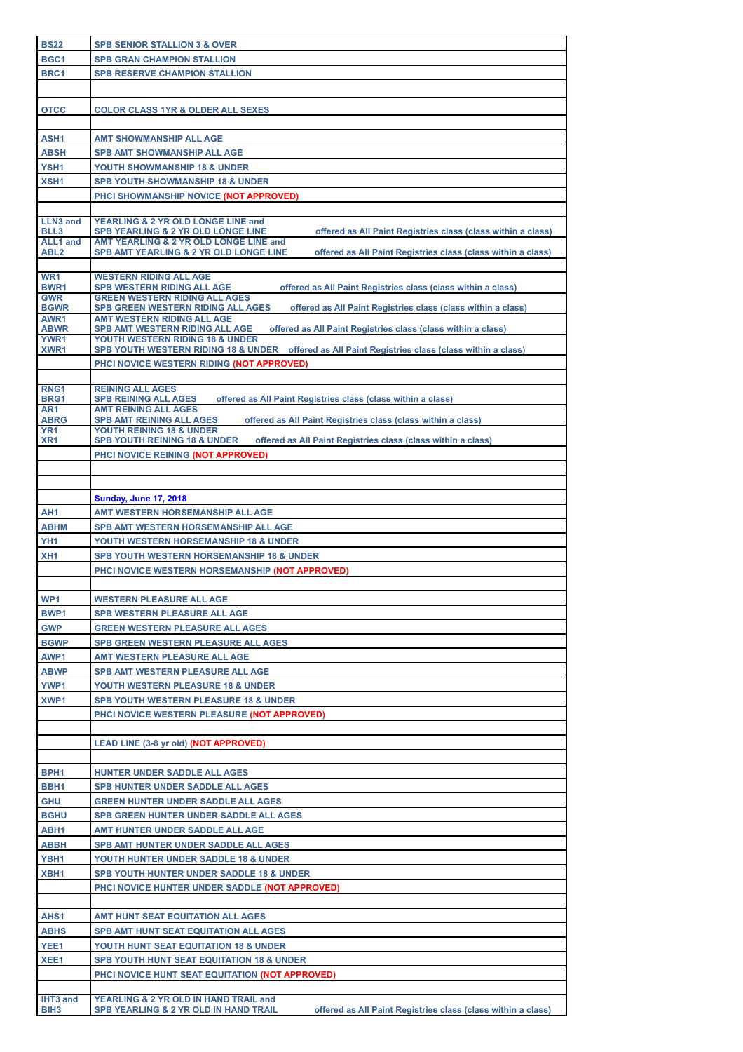| | |
|---|---|
| BS22 | SPB SENIOR STALLION 3 & OVER |
| BGC1 | SPB GRAN CHAMPION STALLION |
| BRC1 | SPB RESERVE CHAMPION STALLION |
| | |
| OTCC | COLOR CLASS 1YR & OLDER ALL SEXES |
| | |
| ASH1 | AMT SHOWMANSHIP ALL AGE |
| ABSH | SPB AMT SHOWMANSHIP ALL AGE |
| YSH1 | YOUTH SHOWMANSHIP 18 & UNDER |
| XSH1 | SPB YOUTH SHOWMANSHIP 18 & UNDER |
| | PHCI SHOWMANSHIP NOVICE (NOT APPROVED) |
| | |
| LLN3 and BLL3 | YEARLING & 2 YR OLD LONGE LINE and SPB YEARLING & 2 YR OLD LONGE LINE offered as All Paint Registries class (class within a class) |
| ALL1 and ABL2 | AMT YEARLING & 2 YR OLD LONGE LINE and SPB AMT YEARLING & 2 YR OLD LONGE LINE offered as All Paint Registries class (class within a class) |
| | |
| WR1 BWR1 | WESTERN RIDING ALL AGE SPB WESTERN RIDING ALL AGE offered as All Paint Registries class (class within a class) |
| GWR BGWR | GREEN WESTERN RIDING ALL AGES SPB GREEN WESTERN RIDING ALL AGES offered as All Paint Registries class (class within a class) |
| AWR1 ABWR | AMT WESTERN RIDING ALL AGE SPB AMT WESTERN RIDING ALL AGE offered as All Paint Registries class (class within a class) |
| YWR1 XWR1 | YOUTH WESTERN RIDING 18 & UNDER SPB YOUTH WESTERN RIDING 18 & UNDER offered as All Paint Registries class (class within a class) |
| | PHCI NOVICE WESTERN RIDING (NOT APPROVED) |
| | |
| RNG1 BRG1 | REINING ALL AGES SPB REINING ALL AGES offered as All Paint Registries class (class within a class) |
| AR1 ABRG | AMT REINING ALL AGES SPB AMT REINING ALL AGES offered as All Paint Registries class (class within a class) |
| YR1 XR1 | YOUTH REINING 18 & UNDER SPB YOUTH REINING 18 & UNDER offered as All Paint Registries class (class within a class) |
| | PHCI NOVICE REINING (NOT APPROVED) |
| | |
| | |
| | **Sunday, June 17, 2018** |
| AH1 | AMT WESTERN HORSEMANSHIP ALL AGE |
| ABHM | SPB AMT WESTERN HORSEMANSHIP ALL AGE |
| YH1 | YOUTH WESTERN HORSEMANSHIP 18 & UNDER |
| XH1 | SPB YOUTH WESTERN HORSEMANSHIP 18 & UNDER |
| | PHCI NOVICE WESTERN HORSEMANSHIP (NOT APPROVED) |
| | |
| WP1 | WESTERN PLEASURE ALL AGE |
| BWP1 | SPB WESTERN PLEASURE ALL AGE |
| GWP | GREEN WESTERN PLEASURE ALL AGES |
| BGWP | SPB GREEN WESTERN PLEASURE ALL AGES |
| AWP1 | AMT WESTERN PLEASURE ALL AGE |
| ABWP | SPB AMT WESTERN PLEASURE ALL AGE |
| YWP1 | YOUTH WESTERN PLEASURE 18 & UNDER |
| XWP1 | SPB YOUTH WESTERN PLEASURE 18 & UNDER |
| | PHCI NOVICE WESTERN PLEASURE (NOT APPROVED) |
| | |
| | LEAD LINE (3-8 yr old) (NOT APPROVED) |
| | |
| BPH1 | HUNTER UNDER SADDLE ALL AGES |
| BBH1 | SPB HUNTER UNDER SADDLE ALL AGES |
| GHU | GREEN HUNTER UNDER SADDLE ALL AGES |
| BGHU | SPB GREEN HUNTER UNDER SADDLE ALL AGES |
| ABH1 | AMT HUNTER UNDER SADDLE ALL AGE |
| ABBH | SPB AMT HUNTER UNDER SADDLE ALL AGES |
| YBH1 | YOUTH HUNTER UNDER SADDLE 18 & UNDER |
| XBH1 | SPB YOUTH HUNTER UNDER SADDLE 18 & UNDER |
| | PHCI NOVICE HUNTER UNDER SADDLE (NOT APPROVED) |
| | |
| AHS1 | AMT HUNT SEAT EQUITATION ALL AGES |
| ABHS | SPB AMT HUNT SEAT EQUITATION ALL AGES |
| YEE1 | YOUTH HUNT SEAT EQUITATION 18 & UNDER |
| XEE1 | SPB YOUTH HUNT SEAT EQUITATION 18 & UNDER |
| | PHCI NOVICE HUNT SEAT EQUITATION (NOT APPROVED) |
| | |
| IHT3 and BIH3 | YEARLING & 2 YR OLD IN HAND TRAIL and SPB YEARLING & 2 YR OLD IN HAND TRAIL offered as All Paint Registries class (class within a class) |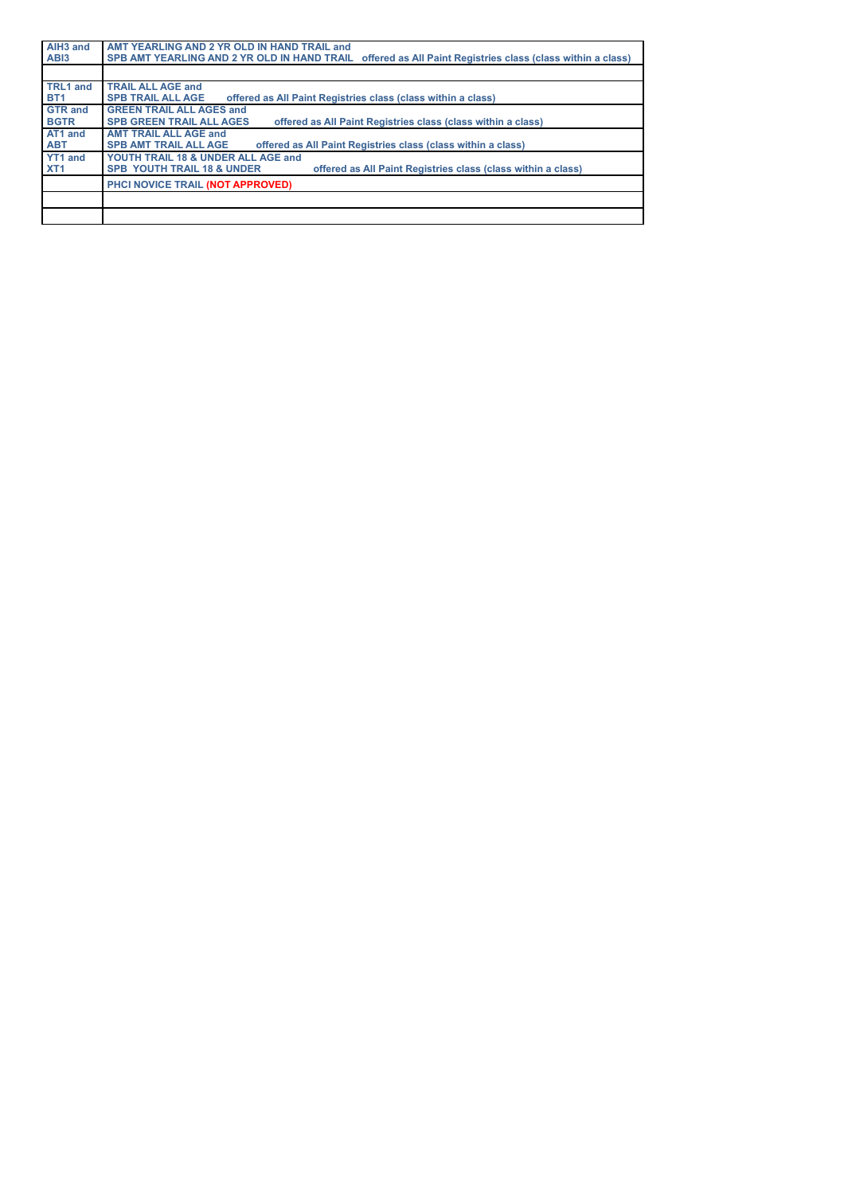| | |
|---|---|
| AIH3 and ABI3 | AMT YEARLING AND 2 YR OLD IN HAND TRAIL and SPB AMT YEARLING AND 2 YR OLD IN HAND TRAIL offered as All Paint Registries class (class within a class) |
| | |
| TRL1 and BT1 | TRAIL ALL AGE and SPB TRAIL ALL AGE offered as All Paint Registries class (class within a class) |
| GTR and BGTR | GREEN TRAIL ALL AGES and SPB GREEN TRAIL ALL AGES offered as All Paint Registries class (class within a class) |
| AT1 and ABT | AMT TRAIL ALL AGE and SPB AMT TRAIL ALL AGE offered as All Paint Registries class (class within a class) |
| YT1 and XT1 | YOUTH TRAIL 18 & UNDER ALL AGE and SPB YOUTH TRAIL 18 & UNDER offered as All Paint Registries class (class within a class) |
| | PHCI NOVICE TRAIL (NOT APPROVED) |
| | |
| | |